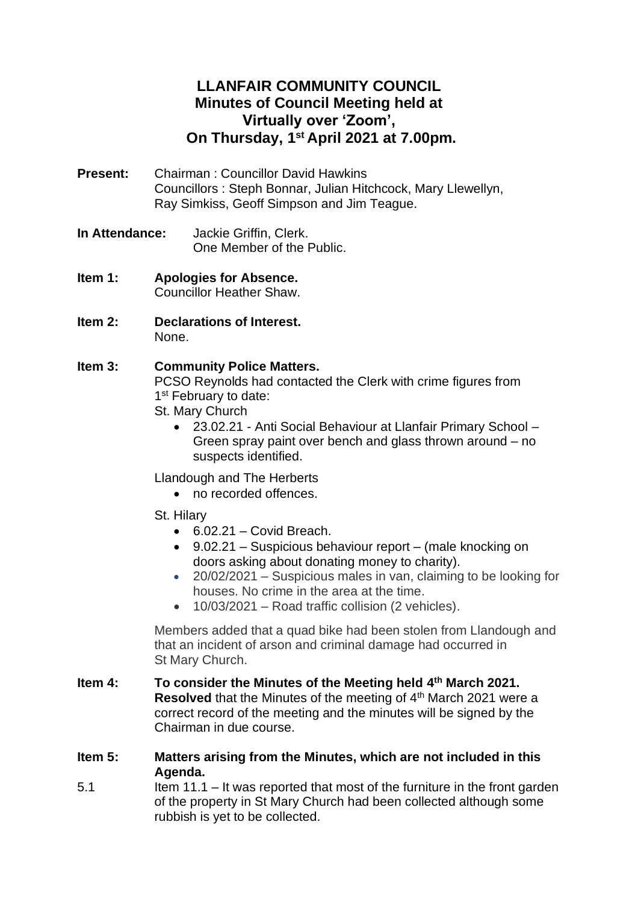# LLANFAIR COMMUNITY COUNCIL
## Minutes of Council Meeting held at Virtually over 'Zoom', On Thursday, 1st April 2021 at 7.00pm.

**Present:** Chairman : Councillor David Hawkins
Councillors : Steph Bonnar, Julian Hitchcock, Mary Llewellyn, Ray Simkiss, Geoff Simpson and Jim Teague.

**In Attendance:** Jackie Griffin, Clerk.
One Member of the Public.

**Item 1: Apologies for Absence.**
Councillor Heather Shaw.

**Item 2: Declarations of Interest.**
None.

**Item 3: Community Police Matters.**
PCSO Reynolds had contacted the Clerk with crime figures from 1st February to date:

St. Mary Church

- 23.02.21 - Anti Social Behaviour at Llanfair Primary School – Green spray paint over bench and glass thrown around – no suspects identified.

Llandough and The Herberts

- no recorded offences.

St. Hilary

- 6.02.21 – Covid Breach.
- 9.02.21 – Suspicious behaviour report – (male knocking on doors asking about donating money to charity).
- 20/02/2021 – Suspicious males in van, claiming to be looking for houses. No crime in the area at the time.
- 10/03/2021 – Road traffic collision (2 vehicles).

Members added that a quad bike had been stolen from Llandough and that an incident of arson and criminal damage had occurred in St Mary Church.

**Item 4: To consider the Minutes of the Meeting held 4th March 2021.**
**Resolved** that the Minutes of the meeting of 4th March 2021 were a correct record of the meeting and the minutes will be signed by the Chairman in due course.

**Item 5: Matters arising from the Minutes, which are not included in this Agenda.**

5.1 Item 11.1 – It was reported that most of the furniture in the front garden of the property in St Mary Church had been collected although some rubbish is yet to be collected.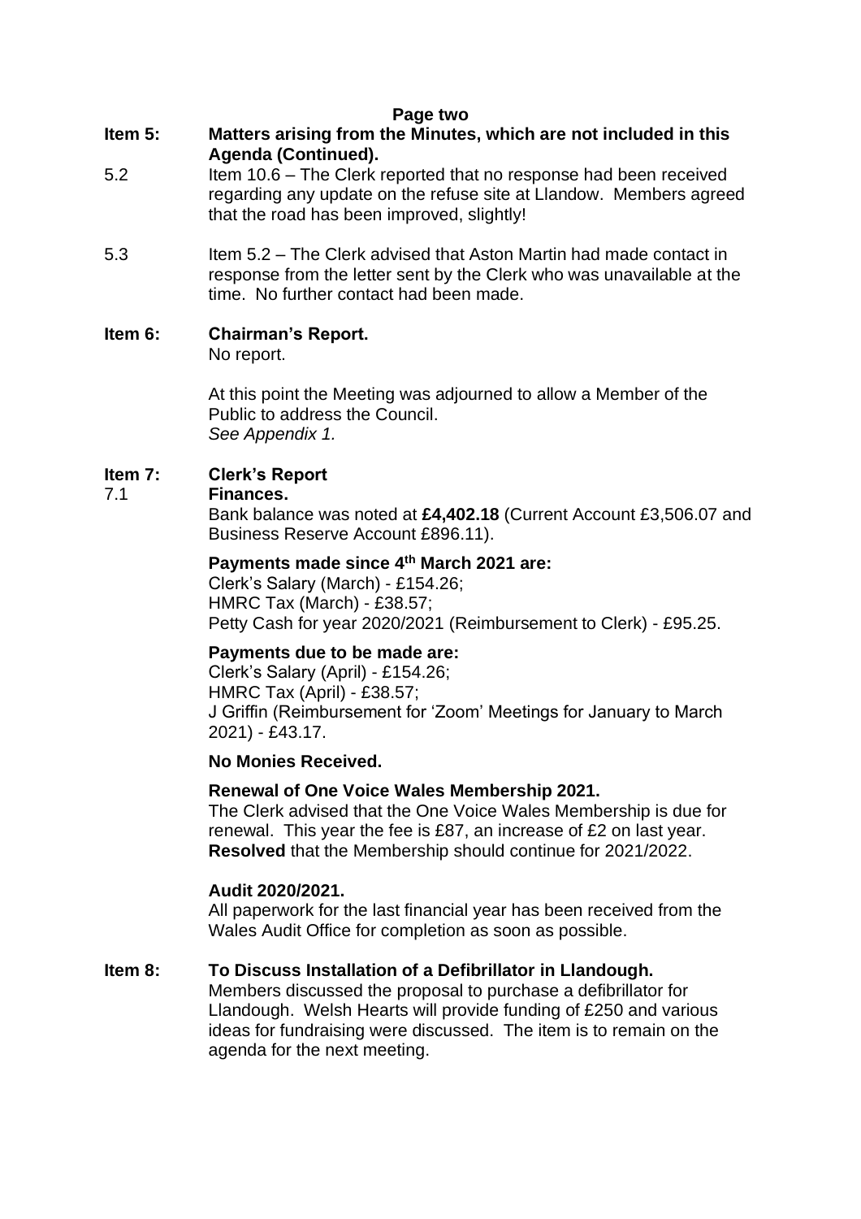**Item 5: Matters arising from the Minutes, which are not included in this Agenda (Continued).**

5.2 Item 10.6 – The Clerk reported that no response had been received regarding any update on the refuse site at Llandow. Members agreed that the road has been improved, slightly!

5.3 Item 5.2 – The Clerk advised that Aston Martin had made contact in response from the letter sent by the Clerk who was unavailable at the time. No further contact had been made.

**Item 6: Chairman's Report.**

No report.

At this point the Meeting was adjourned to allow a Member of the Public to address the Council.
*See Appendix 1.*

**Item 7: Clerk's Report**

**7.1 Finances.**

Bank balance was noted at **£4,402.18** (Current Account £3,506.07 and Business Reserve Account £896.11).

**Payments made since 4th March 2021 are:**

Clerk's Salary (March) - £154.26;
HMRC Tax (March) - £38.57;
Petty Cash for year 2020/2021 (Reimbursement to Clerk) - £95.25.

**Payments due to be made are:**

Clerk's Salary (April) - £154.26;
HMRC Tax (April) - £38.57;
J Griffin (Reimbursement for 'Zoom' Meetings for January to March 2021) - £43.17.

**No Monies Received.**

**Renewal of One Voice Wales Membership 2021.**

The Clerk advised that the One Voice Wales Membership is due for renewal. This year the fee is £87, an increase of £2 on last year. **Resolved** that the Membership should continue for 2021/2022.

**Audit 2020/2021.**

All paperwork for the last financial year has been received from the Wales Audit Office for completion as soon as possible.

**Item 8: To Discuss Installation of a Defibrillator in Llandough.**

Members discussed the proposal to purchase a defibrillator for Llandough. Welsh Hearts will provide funding of £250 and various ideas for fundraising were discussed. The item is to remain on the agenda for the next meeting.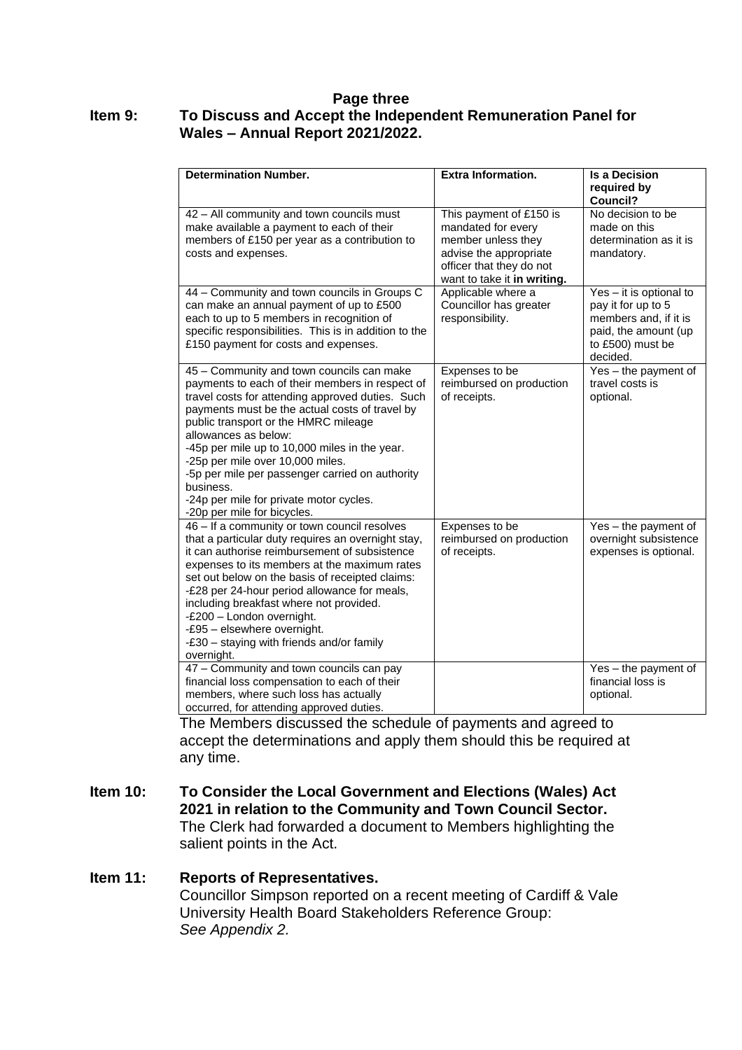**Page three**

## Item 9: To Discuss and Accept the Independent Remuneration Panel for Wales – Annual Report 2021/2022.

| Determination Number. | Extra Information. | Is a Decision required by Council? |
|---|---|---|
| 42 – All community and town councils must make available a payment to each of their members of £150 per year as a contribution to costs and expenses. | This payment of £150 is mandated for every member unless they advise the appropriate officer that they do not want to take it **in writing.** | No decision to be made on this determination as it is mandatory. |
| 44 – Community and town councils in Groups C can make an annual payment of up to £500 each to up to 5 members in recognition of specific responsibilities. This is in addition to the £150 payment for costs and expenses. | Applicable where a Councillor has greater responsibility. | Yes – it is optional to pay it for up to 5 members and, if it is paid, the amount (up to £500) must be decided. |
| 45 – Community and town councils can make payments to each of their members in respect of travel costs for attending approved duties. Such payments must be the actual costs of travel by public transport or the HMRC mileage allowances as below:<br>-45p per mile up to 10,000 miles in the year.<br>-25p per mile over 10,000 miles.<br>-5p per mile per passenger carried on authority business.<br>-24p per mile for private motor cycles.<br>-20p per mile for bicycles. | Expenses to be reimbursed on production of receipts. | Yes – the payment of travel costs is optional. |
| 46 – If a community or town council resolves that a particular duty requires an overnight stay, it can authorise reimbursement of subsistence expenses to its members at the maximum rates set out below on the basis of receipted claims:<br>-£28 per 24-hour period allowance for meals, including breakfast where not provided.<br>-£200 – London overnight.<br>-£95 – elsewhere overnight.<br>-£30 – staying with friends and/or family overnight. | Expenses to be reimbursed on production of receipts. | Yes – the payment of overnight subsistence expenses is optional. |
| 47 – Community and town councils can pay financial loss compensation to each of their members, where such loss has actually occurred, for attending approved duties. | | Yes – the payment of financial loss is optional. |

The Members discussed the schedule of payments and agreed to accept the determinations and apply them should this be required at any time.

## Item 10: To Consider the Local Government and Elections (Wales) Act 2021 in relation to the Community and Town Council Sector.

The Clerk had forwarded a document to Members highlighting the salient points in the Act.

## Item 11: Reports of Representatives.

Councillor Simpson reported on a recent meeting of Cardiff & Vale University Health Board Stakeholders Reference Group:
*See Appendix 2.*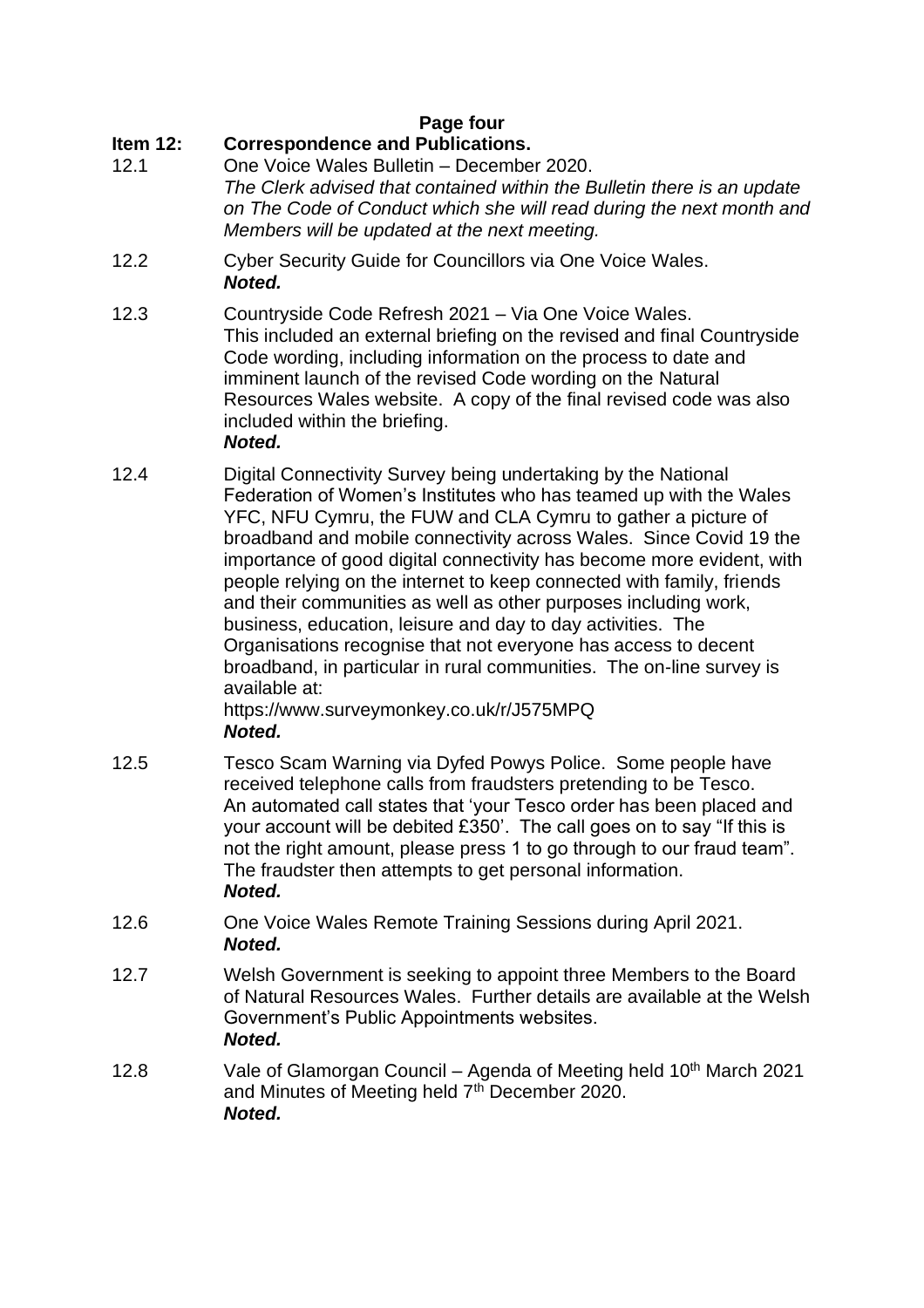**Page four**

**Item 12: Correspondence and Publications.**

12.1 One Voice Wales Bulletin – December 2020.
*The Clerk advised that contained within the Bulletin there is an update on The Code of Conduct which she will read during the next month and Members will be updated at the next meeting.*

12.2 Cyber Security Guide for Councillors via One Voice Wales.
***Noted.***

12.3 Countryside Code Refresh 2021 – Via One Voice Wales.
This included an external briefing on the revised and final Countryside Code wording, including information on the process to date and imminent launch of the revised Code wording on the Natural Resources Wales website. A copy of the final revised code was also included within the briefing.
***Noted.***

12.4 Digital Connectivity Survey being undertaking by the National Federation of Women's Institutes who has teamed up with the Wales YFC, NFU Cymru, the FUW and CLA Cymru to gather a picture of broadband and mobile connectivity across Wales. Since Covid 19 the importance of good digital connectivity has become more evident, with people relying on the internet to keep connected with family, friends and their communities as well as other purposes including work, business, education, leisure and day to day activities. The Organisations recognise that not everyone has access to decent broadband, in particular in rural communities. The on-line survey is available at:
https://www.surveymonkey.co.uk/r/J575MPQ
***Noted.***

12.5 Tesco Scam Warning via Dyfed Powys Police. Some people have received telephone calls from fraudsters pretending to be Tesco. An automated call states that 'your Tesco order has been placed and your account will be debited £350'. The call goes on to say "If this is not the right amount, please press 1 to go through to our fraud team". The fraudster then attempts to get personal information.
***Noted.***

12.6 One Voice Wales Remote Training Sessions during April 2021.
***Noted.***

12.7 Welsh Government is seeking to appoint three Members to the Board of Natural Resources Wales. Further details are available at the Welsh Government's Public Appointments websites.
***Noted.***

12.8 Vale of Glamorgan Council – Agenda of Meeting held 10th March 2021 and Minutes of Meeting held 7th December 2020.
***Noted.***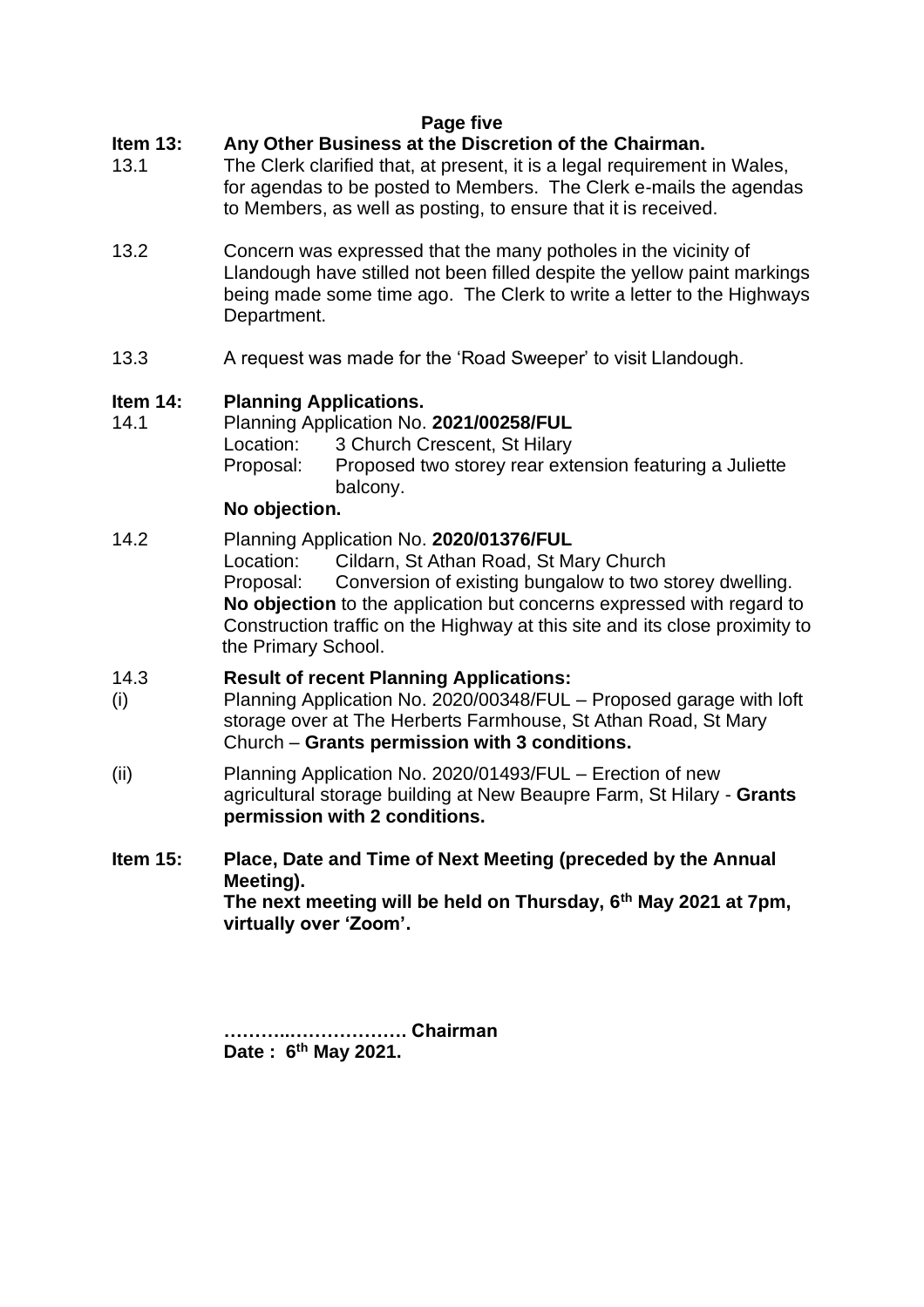**Page five**

**Item 13: Any Other Business at the Discretion of the Chairman.**

13.1 The Clerk clarified that, at present, it is a legal requirement in Wales, for agendas to be posted to Members. The Clerk e-mails the agendas to Members, as well as posting, to ensure that it is received.

13.2 Concern was expressed that the many potholes in the vicinity of Llandough have stilled not been filled despite the yellow paint markings being made some time ago. The Clerk to write a letter to the Highways Department.

13.3 A request was made for the 'Road Sweeper' to visit Llandough.

**Item 14: Planning Applications.**

14.1 Planning Application No. **2021/00258/FUL**
Location: 3 Church Crescent, St Hilary
Proposal: Proposed two storey rear extension featuring a Juliette balcony.
**No objection.**

14.2 Planning Application No. **2020/01376/FUL**
Location: Cildarn, St Athan Road, St Mary Church
Proposal: Conversion of existing bungalow to two storey dwelling.
**No objection** to the application but concerns expressed with regard to Construction traffic on the Highway at this site and its close proximity to the Primary School.

14.3 **Result of recent Planning Applications:**

(i) Planning Application No. 2020/00348/FUL – Proposed garage with loft storage over at The Herberts Farmhouse, St Athan Road, St Mary Church – **Grants permission with 3 conditions.**

(ii) Planning Application No. 2020/01493/FUL – Erection of new agricultural storage building at New Beaupre Farm, St Hilary - **Grants permission with 2 conditions.**

**Item 15: Place, Date and Time of Next Meeting (preceded by the Annual Meeting).**
**The next meeting will be held on Thursday, 6th May 2021 at 7pm, virtually over 'Zoom'.**

**………..……………… Chairman**
**Date : 6th May 2021.**